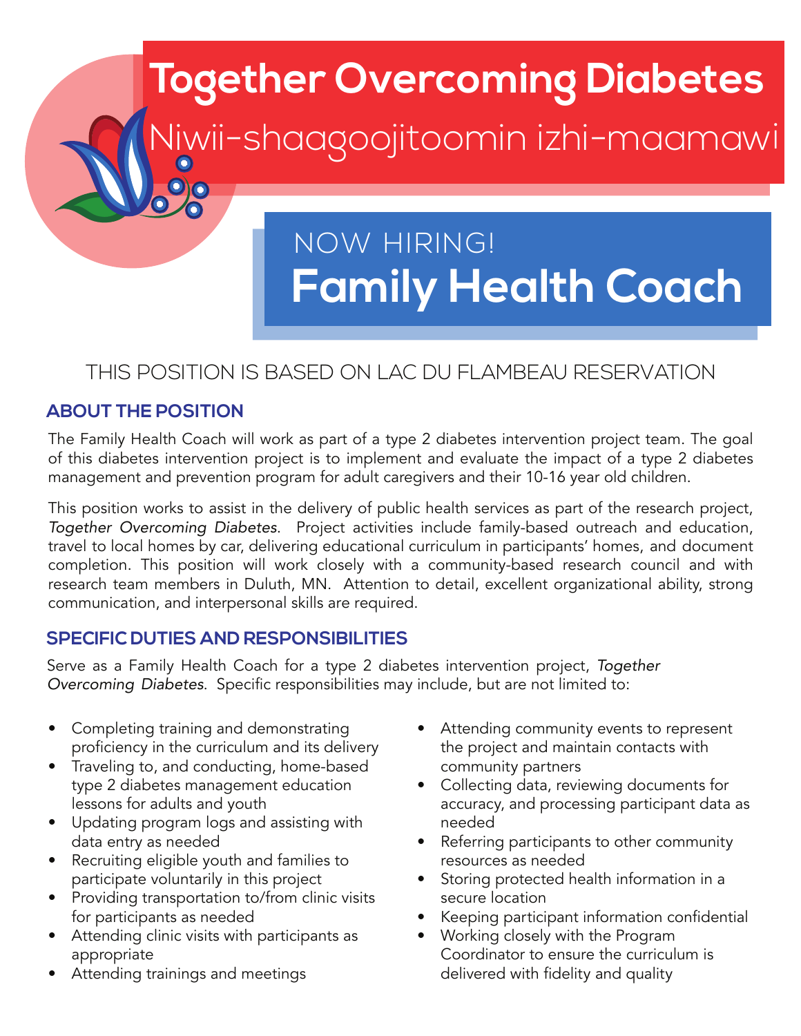# Together Overcoming Diabetes

## Niwii-shaagoojitoomin izhi-maamawi

NOW HIRING!

# Family Health Coach

THIS POSITION IS BASED ON LAC DU FLAMBEAU RESERVATION

## ABOUT THE POSITION

The Family Health Coach will work as part of a type 2 diabetes intervention project team. The goal of this diabetes intervention project is to implement and evaluate the impact of a type 2 diabetes management and prevention program for adult caregivers and their 10-16 year old children.

This position works to assist in the delivery of public health services as part of the research project, *Together Overcoming Diabetes*. Project activities include family-based outreach and education, travel to local homes by car, delivering educational curriculum in participants' homes, and document completion. This position will work closely with a community-based research council and with research team members in Duluth, MN. Attention to detail, excellent organizational ability, strong communication, and interpersonal skills are required.

## SPECIFIC DUTIES AND RESPONSIBILITIES

Serve as a Family Health Coach for a type 2 diabetes intervention project, *Together Overcoming Diabetes*. Specific responsibilities may include, but are not limited to:

- Completing training and demonstrating proficiency in the curriculum and its delivery
- Traveling to, and conducting, home-based type 2 diabetes management education lessons for adults and youth
- Updating program logs and assisting with data entry as needed
- Recruiting eligible youth and families to participate voluntarily in this project
- Providing transportation to/from clinic visits for participants as needed
- Attending clinic visits with participants as appropriate
- Attending trainings and meetings
- Attending community events to represent the project and maintain contacts with community partners
- Collecting data, reviewing documents for accuracy, and processing participant data as needed
- Referring participants to other community resources as needed
- Storing protected health information in a secure location
- Keeping participant information confidential
- Working closely with the Program Coordinator to ensure the curriculum is delivered with fidelity and quality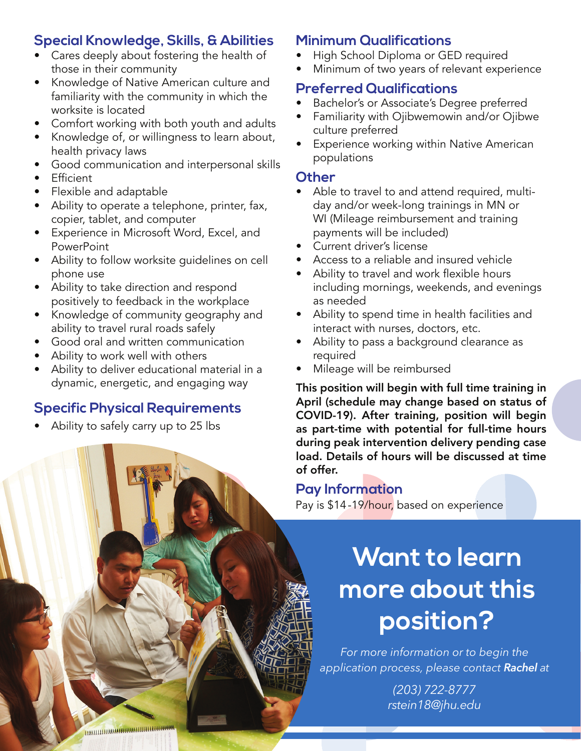## Special Knowledge, Skills, & Abilities

- Cares deeply about fostering the health of those in their community
- Knowledge of Native American culture and familiarity with the community in which the worksite is located
- Comfort working with both youth and adults
- Knowledge of, or willingness to learn about, health privacy laws
- Good communication and interpersonal skills
- Efficient
- Flexible and adaptable
- Ability to operate a telephone, printer, fax, copier, tablet, and computer
- Experience in Microsoft Word, Excel, and PowerPoint
- Ability to follow worksite guidelines on cell phone use
- Ability to take direction and respond positively to feedback in the workplace
- Knowledge of community geography and ability to travel rural roads safely
- Good oral and written communication
- Ability to work well with others
- Ability to deliver educational material in a dynamic, energetic, and engaging way

## Specific Physical Requirements

- Ability to safely carry up to 25 lbs

## Minimum Qualifications

- High School Diploma or GED required
- Minimum of two years of relevant experience

## Preferred Qualifications

- Bachelor's or Associate's Degree preferred
- Familiarity with Ojibwemowin and/or Ojibwe culture preferred
- Experience working within Native American populations

## Other

- Able to travel to and attend required, multi-day and/or week-long trainings in MN or WI (Mileage reimbursement and training payments will be included)
- Current driver's license
- Access to a reliable and insured vehicle
- Ability to travel and work flexible hours including mornings, weekends, and evenings as needed
- Ability to spend time in health facilities and interact with nurses, doctors, etc.
- Ability to pass a background clearance as required
- Mileage will be reimbursed

**This position will begin with full time training in April (schedule may change based on status of COVID-19). After training, position will begin as part-time with potential for full-time hours during peak intervention delivery pending case load. Details of hours will be discussed at time of offer.**

## Pay Information

Pay is $14-19/hour, based on experience

# Want to learn more about this position?

*For more information or to begin the application process, please contact **Rachel** at*

*(203) 722-8777*
*rstein18@jhu.edu*